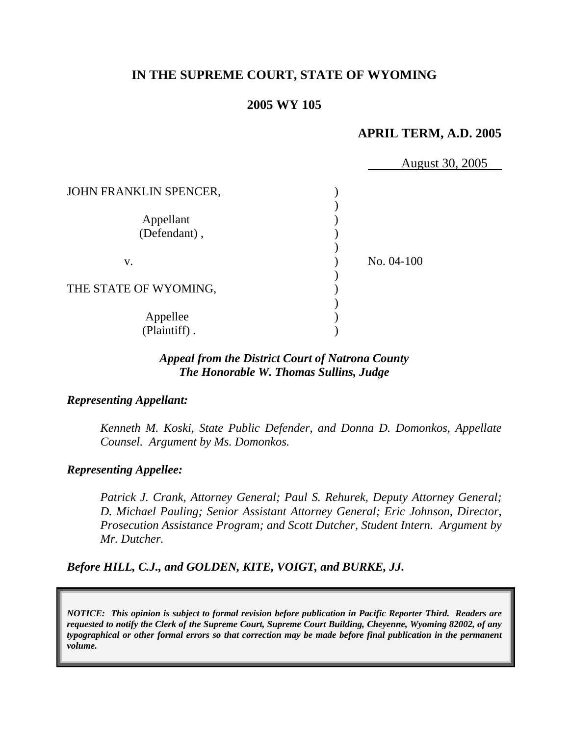**IN THE SUPREME COURT, STATE OF WYOMING**

**2005 WY 105**

**APRIL TERM, A.D. 2005**

August 30, 2005

| | | |
|---|---|---|
| JOHN FRANKLIN SPENCER, | ) | |
| Appellant (Defendant), | ) | |
| v. | ) | No. 04-100 |
| THE STATE OF WYOMING, | ) | |
| Appellee (Plaintiff). | ) | |

***Appeal from the District Court of Natrona County***
***The Honorable W. Thomas Sullins, Judge***

***Representing Appellant:***

*Kenneth M. Koski, State Public Defender, and Donna D. Domonkos, Appellate Counsel. Argument by Ms. Domonkos.*

***Representing Appellee:***

*Patrick J. Crank, Attorney General; Paul S. Rehurek, Deputy Attorney General; D. Michael Pauling; Senior Assistant Attorney General; Eric Johnson, Director, Prosecution Assistance Program; and Scott Dutcher, Student Intern. Argument by Mr. Dutcher.*

***Before HILL, C.J., and GOLDEN, KITE, VOIGT, and BURKE, JJ.***

***NOTICE: This opinion is subject to formal revision before publication in Pacific Reporter Third. Readers are requested to notify the Clerk of the Supreme Court, Supreme Court Building, Cheyenne, Wyoming 82002, of any typographical or other formal errors so that correction may be made before final publication in the permanent volume.***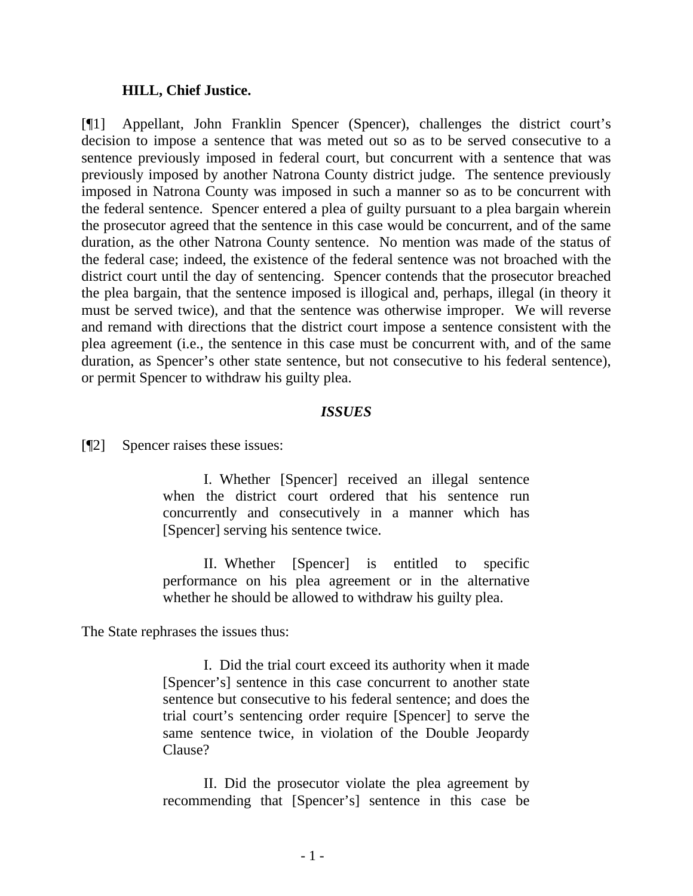**HILL, Chief Justice.**

[¶1] Appellant, John Franklin Spencer (Spencer), challenges the district court's decision to impose a sentence that was meted out so as to be served consecutive to a sentence previously imposed in federal court, but concurrent with a sentence that was previously imposed by another Natrona County district judge. The sentence previously imposed in Natrona County was imposed in such a manner so as to be concurrent with the federal sentence. Spencer entered a plea of guilty pursuant to a plea bargain wherein the prosecutor agreed that the sentence in this case would be concurrent, and of the same duration, as the other Natrona County sentence. No mention was made of the status of the federal case; indeed, the existence of the federal sentence was not broached with the district court until the day of sentencing. Spencer contends that the prosecutor breached the plea bargain, that the sentence imposed is illogical and, perhaps, illegal (in theory it must be served twice), and that the sentence was otherwise improper. We will reverse and remand with directions that the district court impose a sentence consistent with the plea agreement (i.e., the sentence in this case must be concurrent with, and of the same duration, as Spencer's other state sentence, but not consecutive to his federal sentence), or permit Spencer to withdraw his guilty plea.

***ISSUES***

[¶2] Spencer raises these issues:

> I. Whether [Spencer] received an illegal sentence when the district court ordered that his sentence run concurrently and consecutively in a manner which has [Spencer] serving his sentence twice.
>
> II. Whether [Spencer] is entitled to specific performance on his plea agreement or in the alternative whether he should be allowed to withdraw his guilty plea.

The State rephrases the issues thus:

> I. Did the trial court exceed its authority when it made [Spencer's] sentence in this case concurrent to another state sentence but consecutive to his federal sentence; and does the trial court's sentencing order require [Spencer] to serve the same sentence twice, in violation of the Double Jeopardy Clause?
>
> II. Did the prosecutor violate the plea agreement by recommending that [Spencer's] sentence in this case be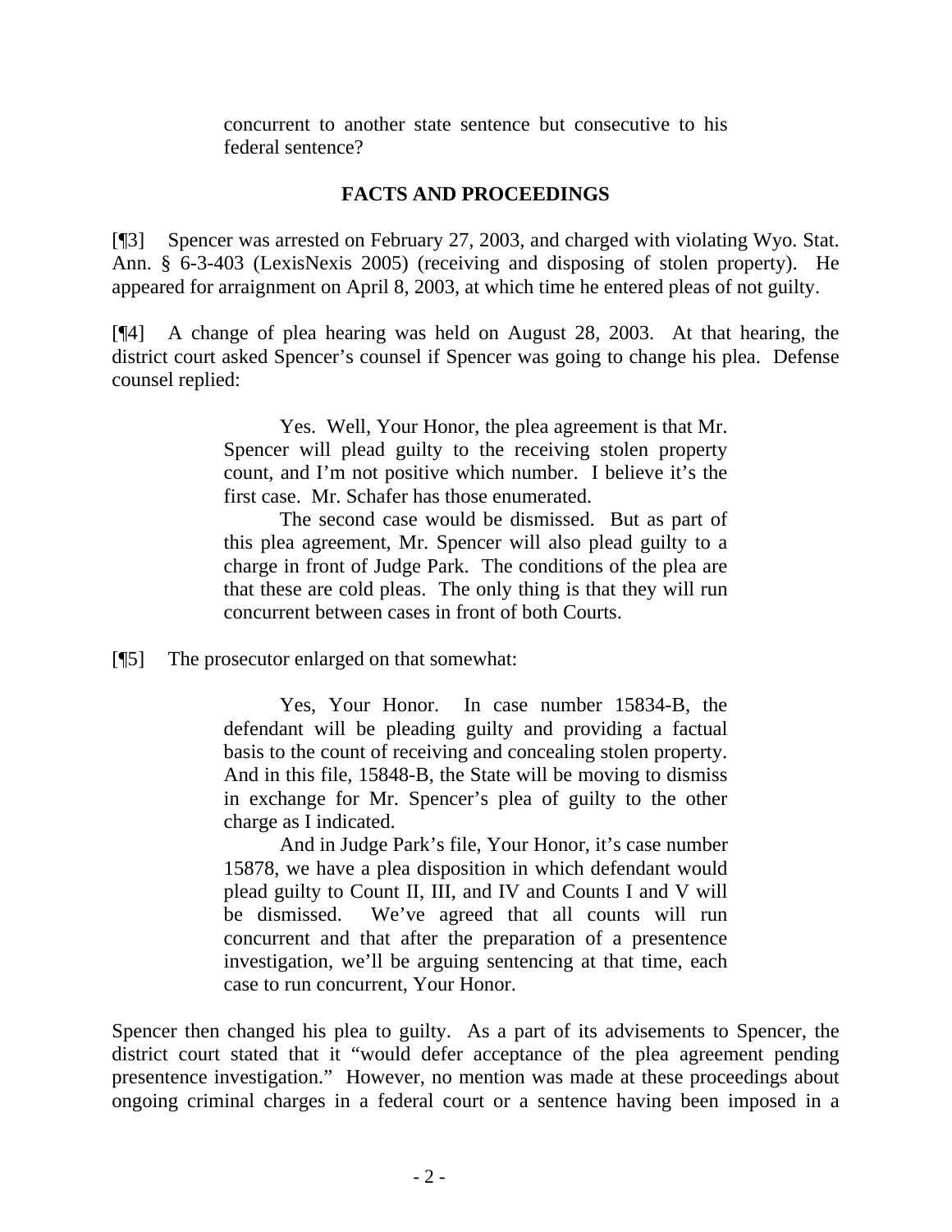concurrent to another state sentence but consecutive to his federal sentence?

## FACTS AND PROCEEDINGS

[¶3] Spencer was arrested on February 27, 2003, and charged with violating Wyo. Stat. Ann. § 6-3-403 (LexisNexis 2005) (receiving and disposing of stolen property). He appeared for arraignment on April 8, 2003, at which time he entered pleas of not guilty.

[¶4] A change of plea hearing was held on August 28, 2003. At that hearing, the district court asked Spencer's counsel if Spencer was going to change his plea. Defense counsel replied:

> Yes. Well, Your Honor, the plea agreement is that Mr. Spencer will plead guilty to the receiving stolen property count, and I'm not positive which number. I believe it's the first case. Mr. Schafer has those enumerated.
>
> The second case would be dismissed. But as part of this plea agreement, Mr. Spencer will also plead guilty to a charge in front of Judge Park. The conditions of the plea are that these are cold pleas. The only thing is that they will run concurrent between cases in front of both Courts.

[¶5] The prosecutor enlarged on that somewhat:

> Yes, Your Honor. In case number 15834-B, the defendant will be pleading guilty and providing a factual basis to the count of receiving and concealing stolen property. And in this file, 15848-B, the State will be moving to dismiss in exchange for Mr. Spencer's plea of guilty to the other charge as I indicated.
>
> And in Judge Park's file, Your Honor, it's case number 15878, we have a plea disposition in which defendant would plead guilty to Count II, III, and IV and Counts I and V will be dismissed. We've agreed that all counts will run concurrent and that after the preparation of a presentence investigation, we'll be arguing sentencing at that time, each case to run concurrent, Your Honor.

Spencer then changed his plea to guilty. As a part of its advisements to Spencer, the district court stated that it "would defer acceptance of the plea agreement pending presentence investigation." However, no mention was made at these proceedings about ongoing criminal charges in a federal court or a sentence having been imposed in a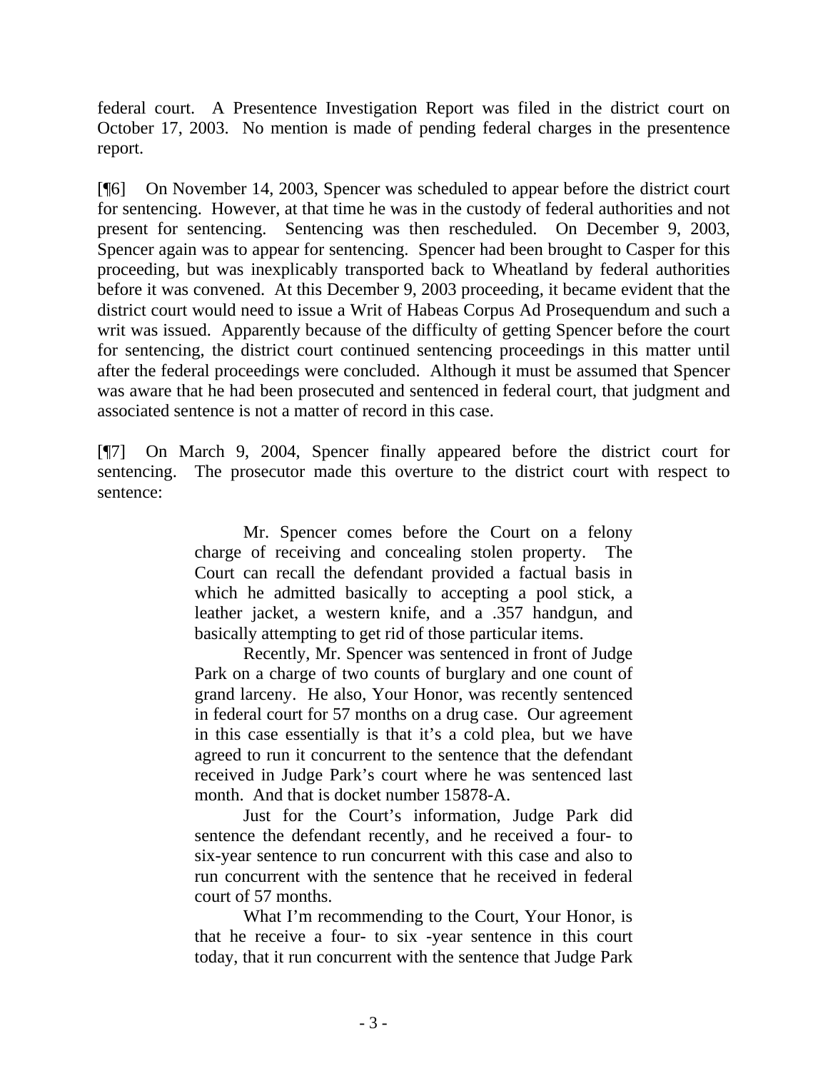federal court. A Presentence Investigation Report was filed in the district court on October 17, 2003. No mention is made of pending federal charges in the presentence report.

[¶6] On November 14, 2003, Spencer was scheduled to appear before the district court for sentencing. However, at that time he was in the custody of federal authorities and not present for sentencing. Sentencing was then rescheduled. On December 9, 2003, Spencer again was to appear for sentencing. Spencer had been brought to Casper for this proceeding, but was inexplicably transported back to Wheatland by federal authorities before it was convened. At this December 9, 2003 proceeding, it became evident that the district court would need to issue a Writ of Habeas Corpus Ad Prosequendum and such a writ was issued. Apparently because of the difficulty of getting Spencer before the court for sentencing, the district court continued sentencing proceedings in this matter until after the federal proceedings were concluded. Although it must be assumed that Spencer was aware that he had been prosecuted and sentenced in federal court, that judgment and associated sentence is not a matter of record in this case.

[¶7] On March 9, 2004, Spencer finally appeared before the district court for sentencing. The prosecutor made this overture to the district court with respect to sentence:

> Mr. Spencer comes before the Court on a felony charge of receiving and concealing stolen property. The Court can recall the defendant provided a factual basis in which he admitted basically to accepting a pool stick, a leather jacket, a western knife, and a .357 handgun, and basically attempting to get rid of those particular items.
>
> Recently, Mr. Spencer was sentenced in front of Judge Park on a charge of two counts of burglary and one count of grand larceny. He also, Your Honor, was recently sentenced in federal court for 57 months on a drug case. Our agreement in this case essentially is that it's a cold plea, but we have agreed to run it concurrent to the sentence that the defendant received in Judge Park's court where he was sentenced last month. And that is docket number 15878-A.
>
> Just for the Court's information, Judge Park did sentence the defendant recently, and he received a four- to six-year sentence to run concurrent with this case and also to run concurrent with the sentence that he received in federal court of 57 months.
>
> What I'm recommending to the Court, Your Honor, is that he receive a four- to six -year sentence in this court today, that it run concurrent with the sentence that Judge Park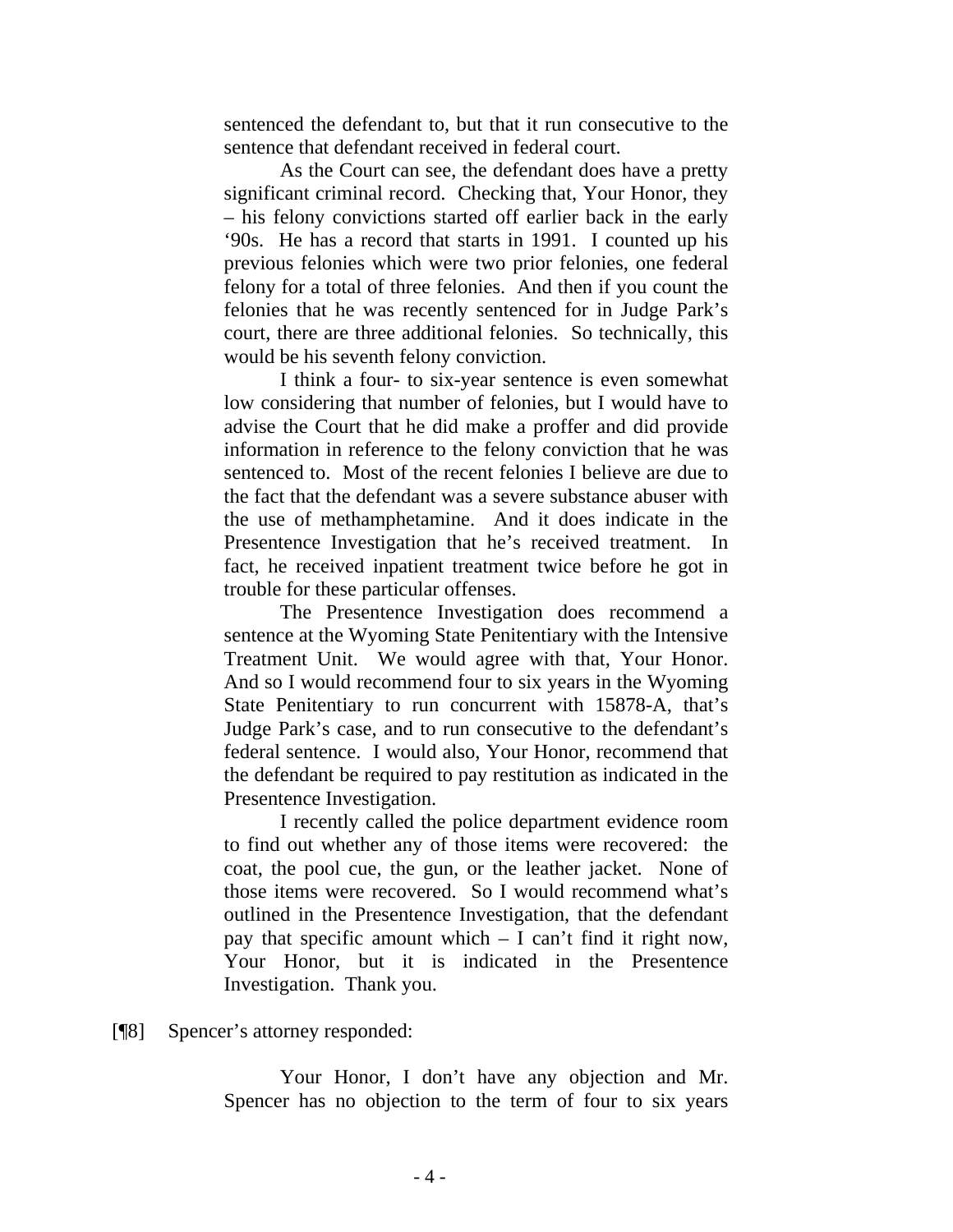sentenced the defendant to, but that it run consecutive to the sentence that defendant received in federal court.

As the Court can see, the defendant does have a pretty significant criminal record. Checking that, Your Honor, they – his felony convictions started off earlier back in the early '90s. He has a record that starts in 1991. I counted up his previous felonies which were two prior felonies, one federal felony for a total of three felonies. And then if you count the felonies that he was recently sentenced for in Judge Park's court, there are three additional felonies. So technically, this would be his seventh felony conviction.

I think a four- to six-year sentence is even somewhat low considering that number of felonies, but I would have to advise the Court that he did make a proffer and did provide information in reference to the felony conviction that he was sentenced to. Most of the recent felonies I believe are due to the fact that the defendant was a severe substance abuser with the use of methamphetamine. And it does indicate in the Presentence Investigation that he's received treatment. In fact, he received inpatient treatment twice before he got in trouble for these particular offenses.

The Presentence Investigation does recommend a sentence at the Wyoming State Penitentiary with the Intensive Treatment Unit. We would agree with that, Your Honor. And so I would recommend four to six years in the Wyoming State Penitentiary to run concurrent with 15878-A, that's Judge Park's case, and to run consecutive to the defendant's federal sentence. I would also, Your Honor, recommend that the defendant be required to pay restitution as indicated in the Presentence Investigation.

I recently called the police department evidence room to find out whether any of those items were recovered: the coat, the pool cue, the gun, or the leather jacket. None of those items were recovered. So I would recommend what's outlined in the Presentence Investigation, that the defendant pay that specific amount which – I can't find it right now, Your Honor, but it is indicated in the Presentence Investigation. Thank you.

[¶8] Spencer's attorney responded:

Your Honor, I don't have any objection and Mr. Spencer has no objection to the term of four to six years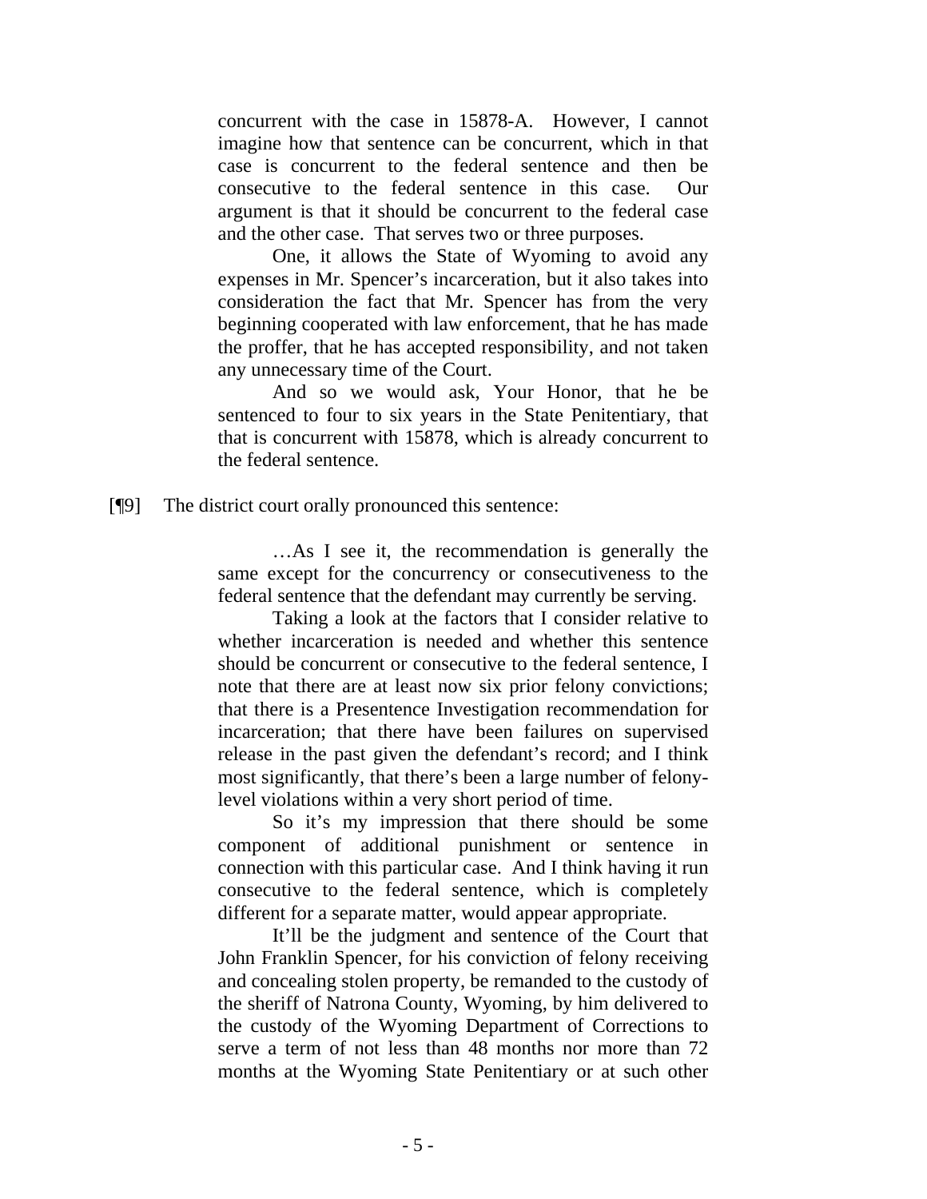> concurrent with the case in 15878-A. However, I cannot imagine how that sentence can be concurrent, which in that case is concurrent to the federal sentence and then be consecutive to the federal sentence in this case. Our argument is that it should be concurrent to the federal case and the other case. That serves two or three purposes.
>
> One, it allows the State of Wyoming to avoid any expenses in Mr. Spencer's incarceration, but it also takes into consideration the fact that Mr. Spencer has from the very beginning cooperated with law enforcement, that he has made the proffer, that he has accepted responsibility, and not taken any unnecessary time of the Court.
>
> And so we would ask, Your Honor, that he be sentenced to four to six years in the State Penitentiary, that that is concurrent with 15878, which is already concurrent to the federal sentence.

[¶9] The district court orally pronounced this sentence:

> …As I see it, the recommendation is generally the same except for the concurrency or consecutiveness to the federal sentence that the defendant may currently be serving.
>
> Taking a look at the factors that I consider relative to whether incarceration is needed and whether this sentence should be concurrent or consecutive to the federal sentence, I note that there are at least now six prior felony convictions; that there is a Presentence Investigation recommendation for incarceration; that there have been failures on supervised release in the past given the defendant's record; and I think most significantly, that there's been a large number of felony-level violations within a very short period of time.
>
> So it's my impression that there should be some component of additional punishment or sentence in connection with this particular case. And I think having it run consecutive to the federal sentence, which is completely different for a separate matter, would appear appropriate.
>
> It'll be the judgment and sentence of the Court that John Franklin Spencer, for his conviction of felony receiving and concealing stolen property, be remanded to the custody of the sheriff of Natrona County, Wyoming, by him delivered to the custody of the Wyoming Department of Corrections to serve a term of not less than 48 months nor more than 72 months at the Wyoming State Penitentiary or at such other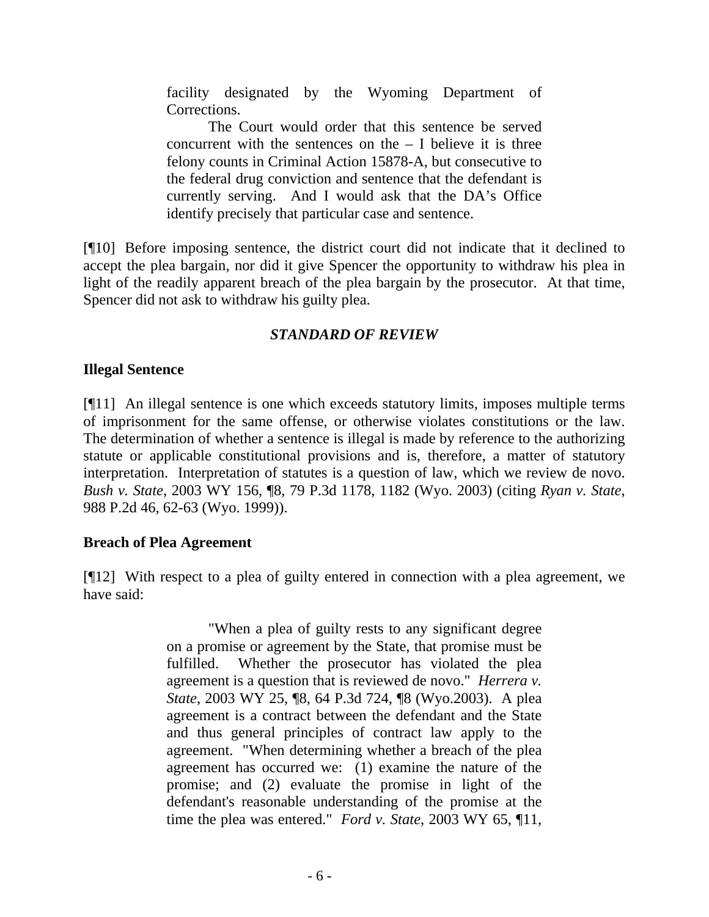> facility designated by the Wyoming Department of Corrections.
>
> The Court would order that this sentence be served concurrent with the sentences on the – I believe it is three felony counts in Criminal Action 15878-A, but consecutive to the federal drug conviction and sentence that the defendant is currently serving. And I would ask that the DA's Office identify precisely that particular case and sentence.

[¶10] Before imposing sentence, the district court did not indicate that it declined to accept the plea bargain, nor did it give Spencer the opportunity to withdraw his plea in light of the readily apparent breach of the plea bargain by the prosecutor. At that time, Spencer did not ask to withdraw his guilty plea.

### *STANDARD OF REVIEW*

**Illegal Sentence**

[¶11] An illegal sentence is one which exceeds statutory limits, imposes multiple terms of imprisonment for the same offense, or otherwise violates constitutions or the law. The determination of whether a sentence is illegal is made by reference to the authorizing statute or applicable constitutional provisions and is, therefore, a matter of statutory interpretation. Interpretation of statutes is a question of law, which we review de novo. *Bush v. State*, 2003 WY 156, ¶8, 79 P.3d 1178, 1182 (Wyo. 2003) (citing *Ryan v. State*, 988 P.2d 46, 62-63 (Wyo. 1999)).

**Breach of Plea Agreement**

[¶12] With respect to a plea of guilty entered in connection with a plea agreement, we have said:

> "When a plea of guilty rests to any significant degree on a promise or agreement by the State, that promise must be fulfilled. Whether the prosecutor has violated the plea agreement is a question that is reviewed de novo." *Herrera v. State*, 2003 WY 25, ¶8, 64 P.3d 724, ¶8 (Wyo.2003). A plea agreement is a contract between the defendant and the State and thus general principles of contract law apply to the agreement. "When determining whether a breach of the plea agreement has occurred we: (1) examine the nature of the promise; and (2) evaluate the promise in light of the defendant's reasonable understanding of the promise at the time the plea was entered." *Ford v. State*, 2003 WY 65, ¶11,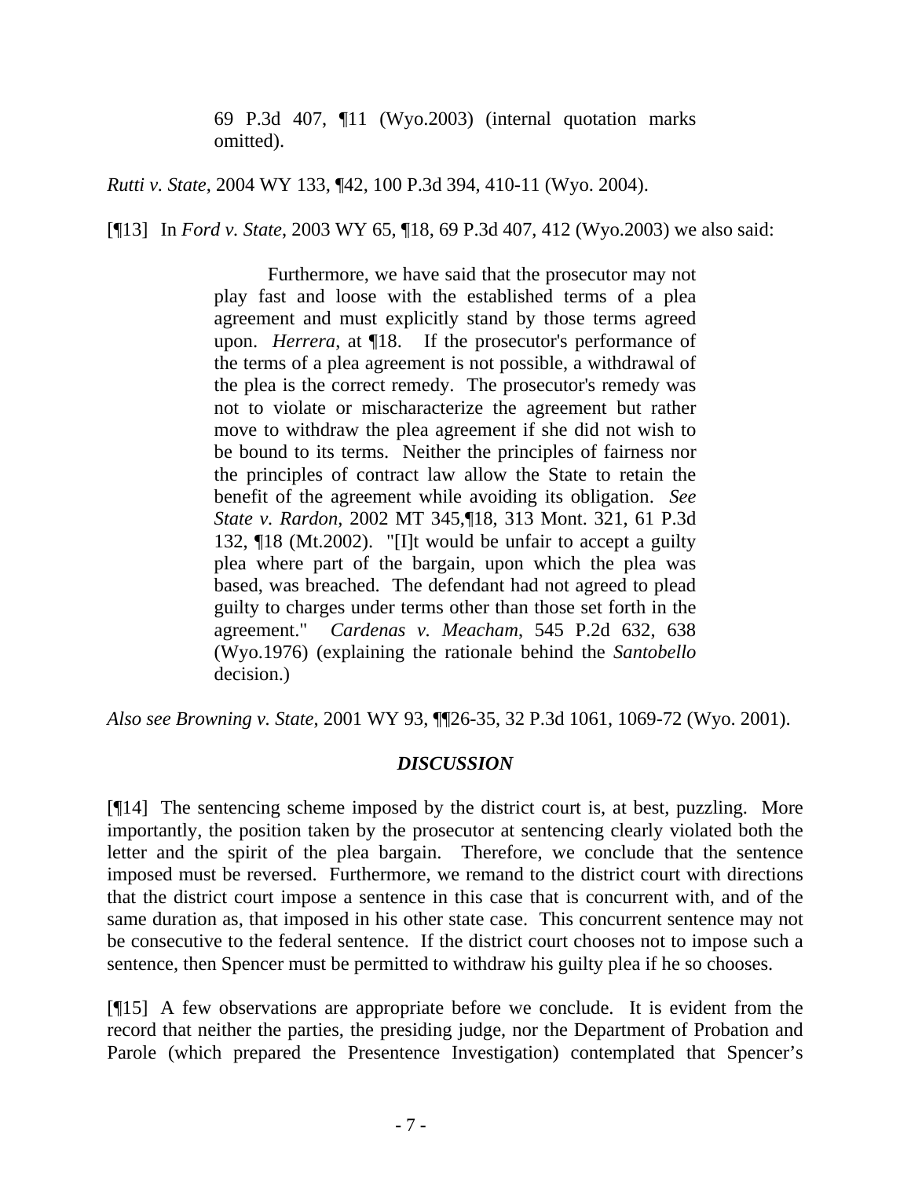> 69 P.3d 407, ¶11 (Wyo.2003) (internal quotation marks omitted).

*Rutti v. State*, 2004 WY 133, ¶42, 100 P.3d 394, 410-11 (Wyo. 2004).

[¶13] In *Ford v. State*, 2003 WY 65, ¶18, 69 P.3d 407, 412 (Wyo.2003) we also said:

> Furthermore, we have said that the prosecutor may not play fast and loose with the established terms of a plea agreement and must explicitly stand by those terms agreed upon. *Herrera*, at ¶18. If the prosecutor's performance of the terms of a plea agreement is not possible, a withdrawal of the plea is the correct remedy. The prosecutor's remedy was not to violate or mischaracterize the agreement but rather move to withdraw the plea agreement if she did not wish to be bound to its terms. Neither the principles of fairness nor the principles of contract law allow the State to retain the benefit of the agreement while avoiding its obligation. *See State v. Rardon*, 2002 MT 345,¶18, 313 Mont. 321, 61 P.3d 132, ¶18 (Mt.2002). "[I]t would be unfair to accept a guilty plea where part of the bargain, upon which the plea was based, was breached. The defendant had not agreed to plead guilty to charges under terms other than those set forth in the agreement." *Cardenas v. Meacham*, 545 P.2d 632, 638 (Wyo.1976) (explaining the rationale behind the *Santobello* decision.)

*Also see Browning v. State*, 2001 WY 93, ¶¶26-35, 32 P.3d 1061, 1069-72 (Wyo. 2001).

### *DISCUSSION*

[¶14] The sentencing scheme imposed by the district court is, at best, puzzling. More importantly, the position taken by the prosecutor at sentencing clearly violated both the letter and the spirit of the plea bargain. Therefore, we conclude that the sentence imposed must be reversed. Furthermore, we remand to the district court with directions that the district court impose a sentence in this case that is concurrent with, and of the same duration as, that imposed in his other state case. This concurrent sentence may not be consecutive to the federal sentence. If the district court chooses not to impose such a sentence, then Spencer must be permitted to withdraw his guilty plea if he so chooses.

[¶15] A few observations are appropriate before we conclude. It is evident from the record that neither the parties, the presiding judge, nor the Department of Probation and Parole (which prepared the Presentence Investigation) contemplated that Spencer's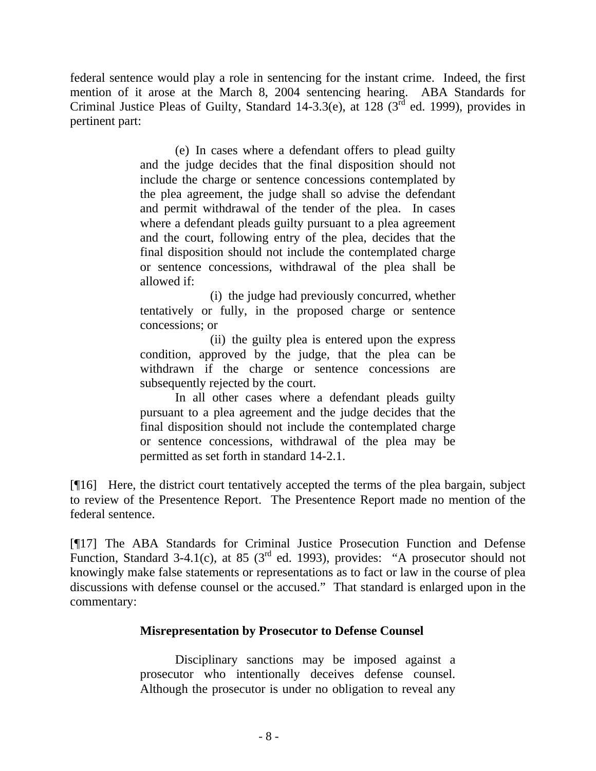federal sentence would play a role in sentencing for the instant crime. Indeed, the first mention of it arose at the March 8, 2004 sentencing hearing. ABA Standards for Criminal Justice Pleas of Guilty, Standard 14-3.3(e), at 128 (3rd ed. 1999), provides in pertinent part:

> (e) In cases where a defendant offers to plead guilty and the judge decides that the final disposition should not include the charge or sentence concessions contemplated by the plea agreement, the judge shall so advise the defendant and permit withdrawal of the tender of the plea. In cases where a defendant pleads guilty pursuant to a plea agreement and the court, following entry of the plea, decides that the final disposition should not include the contemplated charge or sentence concessions, withdrawal of the plea shall be allowed if:
>
> (i) the judge had previously concurred, whether tentatively or fully, in the proposed charge or sentence concessions; or
>
> (ii) the guilty plea is entered upon the express condition, approved by the judge, that the plea can be withdrawn if the charge or sentence concessions are subsequently rejected by the court.
>
> In all other cases where a defendant pleads guilty pursuant to a plea agreement and the judge decides that the final disposition should not include the contemplated charge or sentence concessions, withdrawal of the plea may be permitted as set forth in standard 14-2.1.

[¶16] Here, the district court tentatively accepted the terms of the plea bargain, subject to review of the Presentence Report. The Presentence Report made no mention of the federal sentence.

[¶17] The ABA Standards for Criminal Justice Prosecution Function and Defense Function, Standard 3-4.1(c), at 85 (3rd ed. 1993), provides: "A prosecutor should not knowingly make false statements or representations as to fact or law in the course of plea discussions with defense counsel or the accused." That standard is enlarged upon in the commentary:

> **Misrepresentation by Prosecutor to Defense Counsel**
>
> Disciplinary sanctions may be imposed against a prosecutor who intentionally deceives defense counsel. Although the prosecutor is under no obligation to reveal any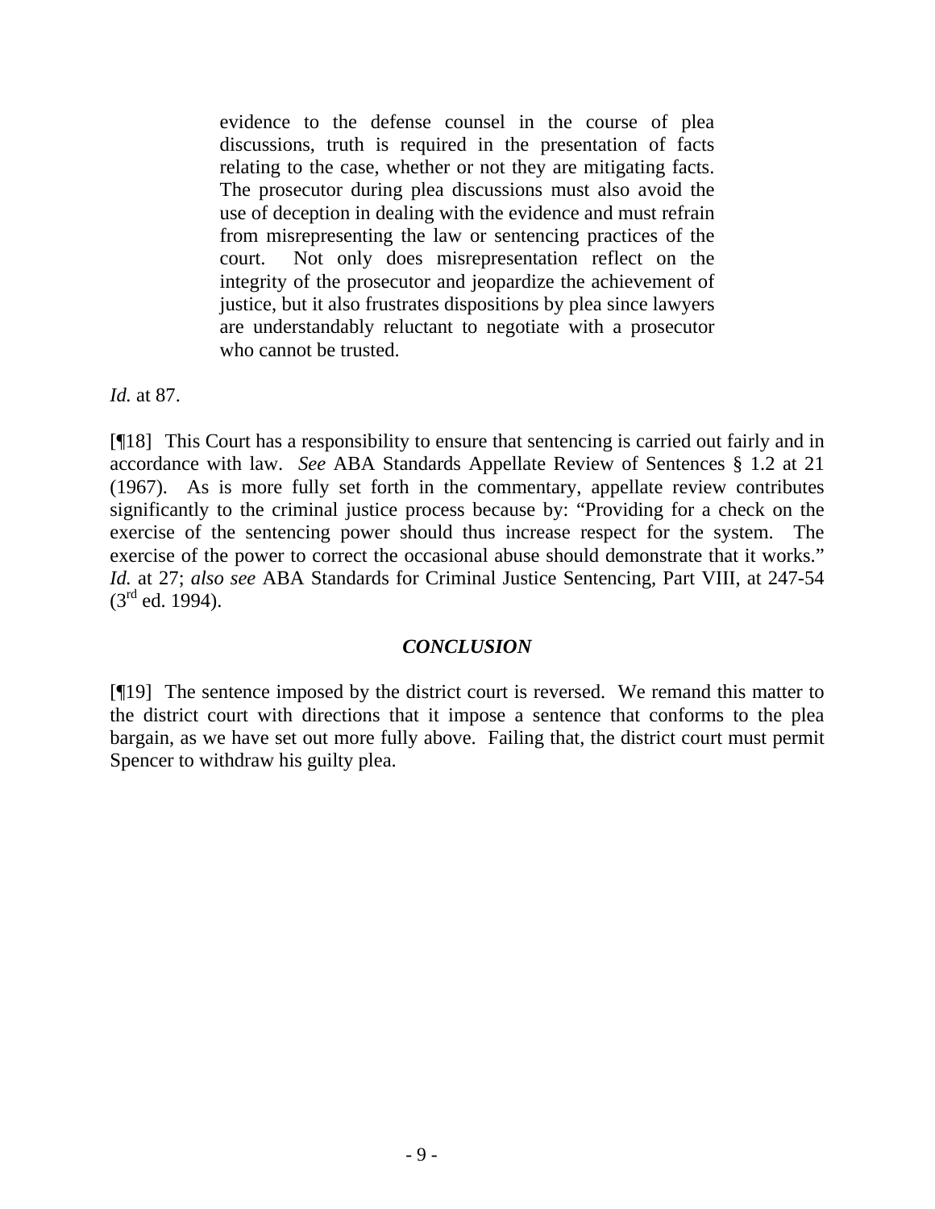> evidence to the defense counsel in the course of plea discussions, truth is required in the presentation of facts relating to the case, whether or not they are mitigating facts. The prosecutor during plea discussions must also avoid the use of deception in dealing with the evidence and must refrain from misrepresenting the law or sentencing practices of the court. Not only does misrepresentation reflect on the integrity of the prosecutor and jeopardize the achievement of justice, but it also frustrates dispositions by plea since lawyers are understandably reluctant to negotiate with a prosecutor who cannot be trusted.

*Id.* at 87.

[¶18] This Court has a responsibility to ensure that sentencing is carried out fairly and in accordance with law. *See* ABA Standards Appellate Review of Sentences § 1.2 at 21 (1967). As is more fully set forth in the commentary, appellate review contributes significantly to the criminal justice process because by: "Providing for a check on the exercise of the sentencing power should thus increase respect for the system. The exercise of the power to correct the occasional abuse should demonstrate that it works." *Id.* at 27; *also see* ABA Standards for Criminal Justice Sentencing, Part VIII, at 247-54 (3rd ed. 1994).

## *CONCLUSION*

[¶19] The sentence imposed by the district court is reversed. We remand this matter to the district court with directions that it impose a sentence that conforms to the plea bargain, as we have set out more fully above. Failing that, the district court must permit Spencer to withdraw his guilty plea.